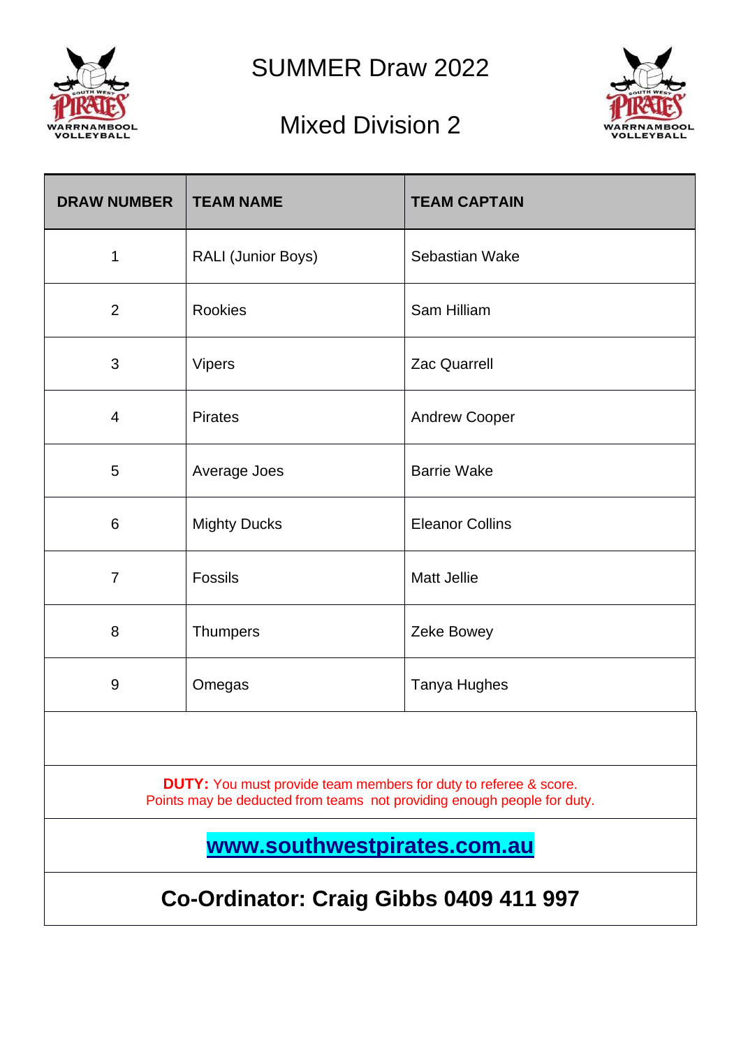# SUMMER Draw 2022

## Mixed Division 2

| DRAW NUMBER | TEAM NAME | TEAM CAPTAIN |
| --- | --- | --- |
| 1 | RALI (Junior Boys) | Sebastian Wake |
| 2 | Rookies | Sam Hilliam |
| 3 | Vipers | Zac Quarrell |
| 4 | Pirates | Andrew Cooper |
| 5 | Average Joes | Barrie Wake |
| 6 | Mighty Ducks | Eleanor Collins |
| 7 | Fossils | Matt Jellie |
| 8 | Thumpers | Zeke Bowey |
| 9 | Omegas | Tanya Hughes |

**DUTY:** You must provide team members for duty to referee & score.
Points may be deducted from teams not providing enough people for duty.

**www.southwestpirates.com.au**

**Co-Ordinator: Craig Gibbs 0409 411 997**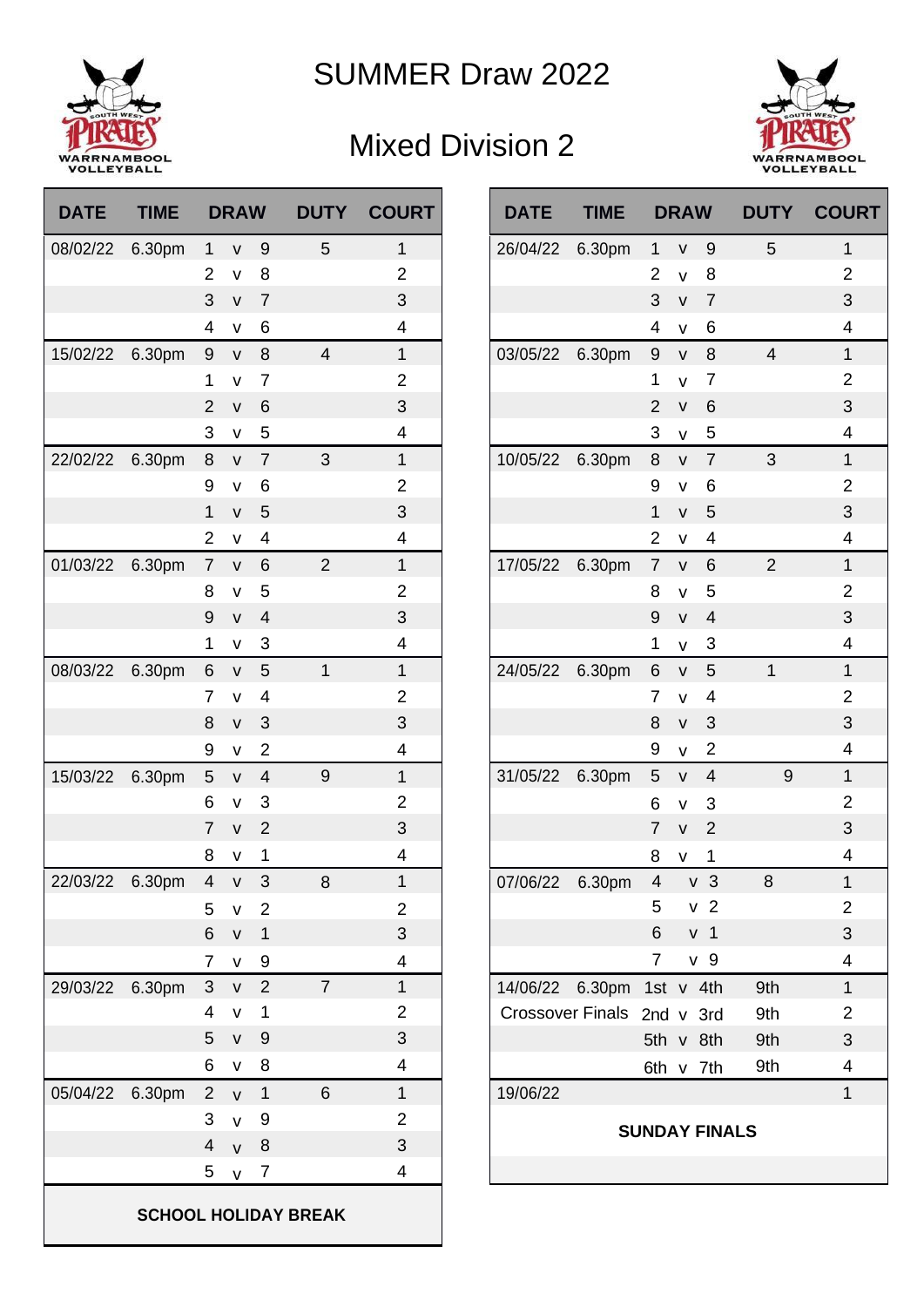# SUMMER Draw 2022

## Mixed Division 2

| DATE | TIME | DRAW | DUTY | COURT |
|---|---|---|---|---|
| 08/02/22 | 6.30pm | 1 v 9 | 5 | 1 |
| | | 2 v 8 | | 2 |
| | | 3 v 7 | | 3 |
| | | 4 v 6 | | 4 |
| 15/02/22 | 6.30pm | 9 v 8 | 4 | 1 |
| | | 1 v 7 | | 2 |
| | | 2 v 6 | | 3 |
| | | 3 v 5 | | 4 |
| 22/02/22 | 6.30pm | 8 v 7 | 3 | 1 |
| | | 9 v 6 | | 2 |
| | | 1 v 5 | | 3 |
| | | 2 v 4 | | 4 |
| 01/03/22 | 6.30pm | 7 v 6 | 2 | 1 |
| | | 8 v 5 | | 2 |
| | | 9 v 4 | | 3 |
| | | 1 v 3 | | 4 |
| 08/03/22 | 6.30pm | 6 v 5 | 1 | 1 |
| | | 7 v 4 | | 2 |
| | | 8 v 3 | | 3 |
| | | 9 v 2 | | 4 |
| 15/03/22 | 6.30pm | 5 v 4 | 9 | 1 |
| | | 6 v 3 | | 2 |
| | | 7 v 2 | | 3 |
| | | 8 v 1 | | 4 |
| 22/03/22 | 6.30pm | 4 v 3 | 8 | 1 |
| | | 5 v 2 | | 2 |
| | | 6 v 1 | | 3 |
| | | 7 v 9 | | 4 |
| 29/03/22 | 6.30pm | 3 v 2 | 7 | 1 |
| | | 4 v 1 | | 2 |
| | | 5 v 9 | | 3 |
| | | 6 v 8 | | 4 |
| 05/04/22 | 6.30pm | 2 v 1 | 6 | 1 |
| | | 3 v 9 | | 2 |
| | | 4 v 8 | | 3 |
| | | 5 v 7 | | 4 |
| **SCHOOL HOLIDAY BREAK** | | | | |

| DATE | TIME | DRAW | DUTY | COURT |
|---|---|---|---|---|
| 26/04/22 | 6.30pm | 1 v 9 | 5 | 1 |
| | | 2 v 8 | | 2 |
| | | 3 v 7 | | 3 |
| | | 4 v 6 | | 4 |
| 03/05/22 | 6.30pm | 9 v 8 | 4 | 1 |
| | | 1 v 7 | | 2 |
| | | 2 v 6 | | 3 |
| | | 3 v 5 | | 4 |
| 10/05/22 | 6.30pm | 8 v 7 | 3 | 1 |
| | | 9 v 6 | | 2 |
| | | 1 v 5 | | 3 |
| | | 2 v 4 | | 4 |
| 17/05/22 | 6.30pm | 7 v 6 | 2 | 1 |
| | | 8 v 5 | | 2 |
| | | 9 v 4 | | 3 |
| | | 1 v 3 | | 4 |
| 24/05/22 | 6.30pm | 6 v 5 | 1 | 1 |
| | | 7 v 4 | | 2 |
| | | 8 v 3 | | 3 |
| | | 9 v 2 | | 4 |
| 31/05/22 | 6.30pm | 5 v 4 | 9 | 1 |
| | | 6 v 3 | | 2 |
| | | 7 v 2 | | 3 |
| | | 8 v 1 | | 4 |
| 07/06/22 | 6.30pm | 4 v 3 | 8 | 1 |
| | | 5 v 2 | | 2 |
| | | 6 v 1 | | 3 |
| | | 7 v 9 | | 4 |
| 14/06/22 | 6.30pm | 1st v 4th | 9th | 1 |
| Crossover Finals | | 2nd v 3rd | 9th | 2 |
| | | 5th v 8th | 9th | 3 |
| | | 6th v 7th | 9th | 4 |
| 19/06/22 | | | | 1 |
| **SUNDAY FINALS** | | | | |